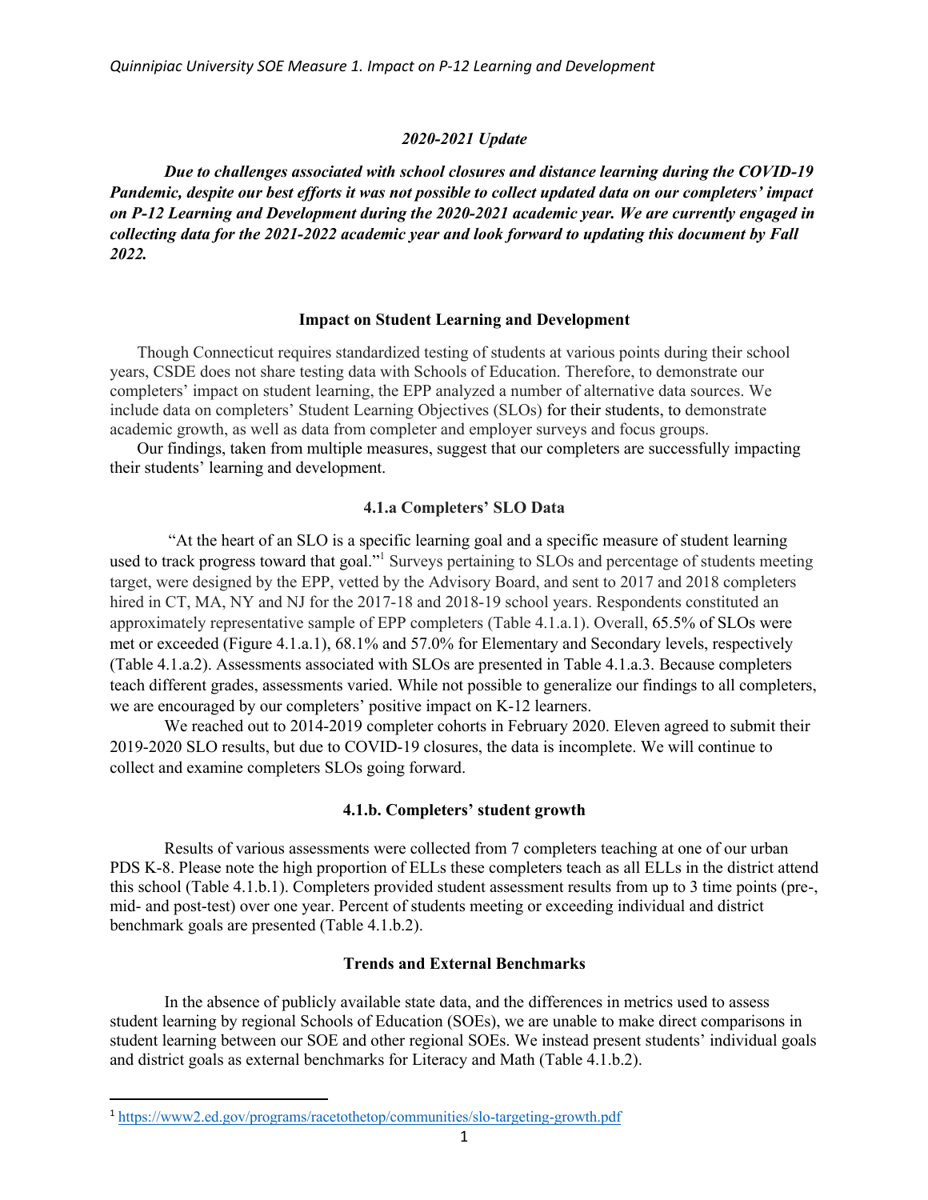## 2020-2021 Update

***Due to challenges associated with school closures and distance learning during the COVID-19 Pandemic, despite our best efforts it was not possible to collect updated data on our completers' impact on P-12 Learning and Development during the 2020-2021 academic year. We are currently engaged in collecting data for the 2021-2022 academic year and look forward to updating this document by Fall 2022.***

## Impact on Student Learning and Development

Though Connecticut requires standardized testing of students at various points during their school years, CSDE does not share testing data with Schools of Education. Therefore, to demonstrate our completers' impact on student learning, the EPP analyzed a number of alternative data sources. We include data on completers' Student Learning Objectives (SLOs) for their students, to demonstrate academic growth, as well as data from completer and employer surveys and focus groups.

Our findings, taken from multiple measures, suggest that our completers are successfully impacting their students' learning and development.

### 4.1.a Completers' SLO Data

"At the heart of an SLO is a specific learning goal and a specific measure of student learning used to track progress toward that goal."[1] Surveys pertaining to SLOs and percentage of students meeting target, were designed by the EPP, vetted by the Advisory Board, and sent to 2017 and 2018 completers hired in CT, MA, NY and NJ for the 2017-18 and 2018-19 school years. Respondents constituted an approximately representative sample of EPP completers (Table 4.1.a.1). Overall, 65.5% of SLOs were met or exceeded (Figure 4.1.a.1), 68.1% and 57.0% for Elementary and Secondary levels, respectively (Table 4.1.a.2). Assessments associated with SLOs are presented in Table 4.1.a.3. Because completers teach different grades, assessments varied. While not possible to generalize our findings to all completers, we are encouraged by our completers' positive impact on K-12 learners.

We reached out to 2014-2019 completer cohorts in February 2020. Eleven agreed to submit their 2019-2020 SLO results, but due to COVID-19 closures, the data is incomplete. We will continue to collect and examine completers SLOs going forward.

### 4.1.b. Completers' student growth

Results of various assessments were collected from 7 completers teaching at one of our urban PDS K-8. Please note the high proportion of ELLs these completers teach as all ELLs in the district attend this school (Table 4.1.b.1). Completers provided student assessment results from up to 3 time points (pre-, mid- and post-test) over one year. Percent of students meeting or exceeding individual and district benchmark goals are presented (Table 4.1.b.2).

### Trends and External Benchmarks

In the absence of publicly available state data, and the differences in metrics used to assess student learning by regional Schools of Education (SOEs), we are unable to make direct comparisons in student learning between our SOE and other regional SOEs. We instead present students' individual goals and district goals as external benchmarks for Literacy and Math (Table 4.1.b.2).

---

[1] https://www2.ed.gov/programs/racetothetop/communities/slo-targeting-growth.pdf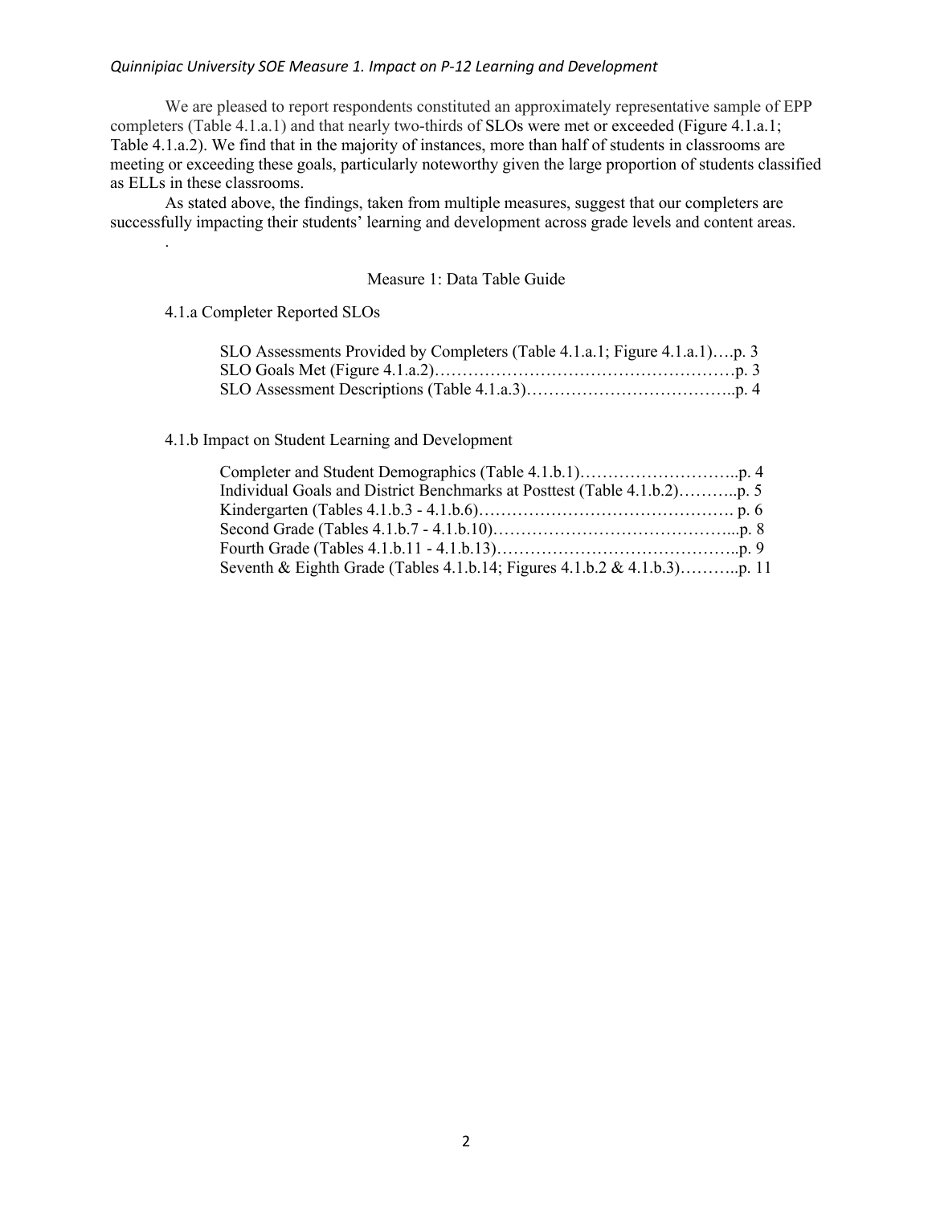We are pleased to report respondents constituted an approximately representative sample of EPP completers (Table 4.1.a.1) and that nearly two-thirds of SLOs were met or exceeded (Figure 4.1.a.1; Table 4.1.a.2). We find that in the majority of instances, more than half of students in classrooms are meeting or exceeding these goals, particularly noteworthy given the large proportion of students classified as ELLs in these classrooms.

As stated above, the findings, taken from multiple measures, suggest that our completers are successfully impacting their students' learning and development across grade levels and content areas.

.

## Measure 1: Data Table Guide

4.1.a Completer Reported SLOs

- SLO Assessments Provided by Completers (Table 4.1.a.1; Figure 4.1.a.1)….p. 3
- SLO Goals Met (Figure 4.1.a.2)………………………………………………p. 3
- SLO Assessment Descriptions (Table 4.1.a.3)………………………………..p. 4

4.1.b Impact on Student Learning and Development

- Completer and Student Demographics (Table 4.1.b.1)………………………..p. 4
- Individual Goals and District Benchmarks at Posttest (Table 4.1.b.2)………..p. 5
- Kindergarten (Tables 4.1.b.3 - 4.1.b.6)………………………………………. p. 6
- Second Grade (Tables 4.1.b.7 - 4.1.b.10)……………………………………...p. 8
- Fourth Grade (Tables 4.1.b.11 - 4.1.b.13)……………………………………..p. 9
- Seventh & Eighth Grade (Tables 4.1.b.14; Figures 4.1.b.2 & 4.1.b.3)………..p. 11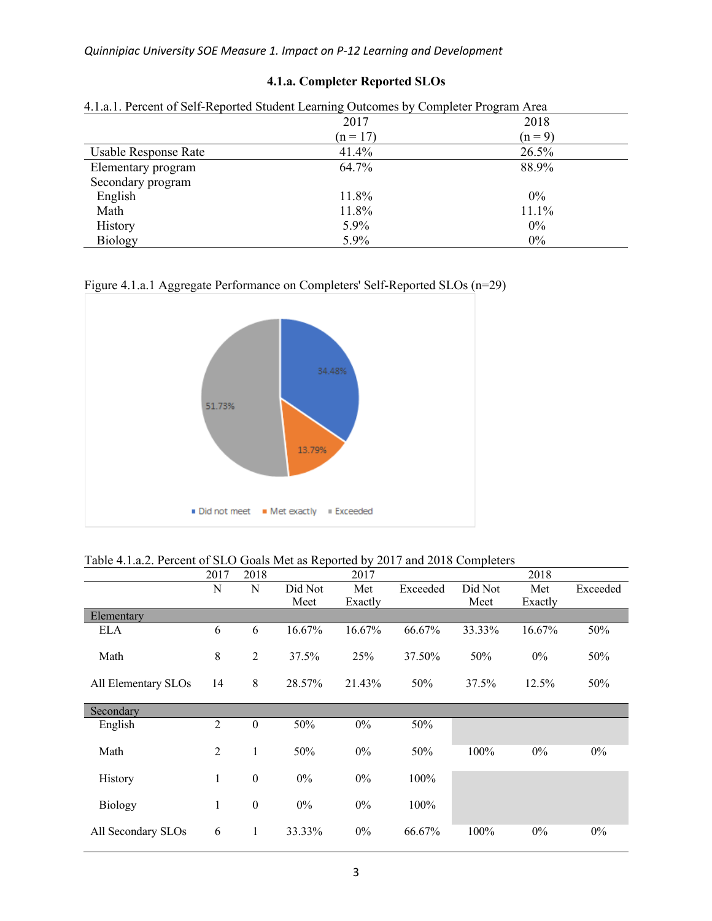### 4.1.a. Completer Reported SLOs

4.1.a.1. Percent of Self-Reported Student Learning Outcomes by Completer Program Area

| | 2017 (n = 17) | 2018 (n = 9) |
|---|---|---|
| Usable Response Rate | 41.4% | 26.5% |
| Elementary program | 64.7% | 88.9% |
| Secondary program | | |
| English | 11.8% | 0% |
| Math | 11.8% | 11.1% |
| History | 5.9% | 0% |
| Biology | 5.9% | 0% |

Figure 4.1.a.1 Aggregate Performance on Completers' Self-Reported SLOs (n=29)

Table 4.1.a.2. Percent of SLO Goals Met as Reported by 2017 and 2018 Completers

| | 2017 N | 2018 N | 2017 Did Not Meet | 2017 Met Exactly | 2017 Exceeded | 2018 Did Not Meet | 2018 Met Exactly | 2018 Exceeded |
|---|---|---|---|---|---|---|---|---|
| **Elementary** | | | | | | | | |
| ELA | 6 | 6 | 16.67% | 16.67% | 66.67% | 33.33% | 16.67% | 50% |
| Math | 8 | 2 | 37.5% | 25% | 37.50% | 50% | 0% | 50% |
| All Elementary SLOs | 14 | 8 | 28.57% | 21.43% | 50% | 37.5% | 12.5% | 50% |
| **Secondary** | | | | | | | | |
| English | 2 | 0 | 50% | 0% | 50% | | | |
| Math | 2 | 1 | 50% | 0% | 50% | 100% | 0% | 0% |
| History | 1 | 0 | 0% | 0% | 100% | | | |
| Biology | 1 | 0 | 0% | 0% | 100% | | | |
| All Secondary SLOs | 6 | 1 | 33.33% | 0% | 66.67% | 100% | 0% | 0% |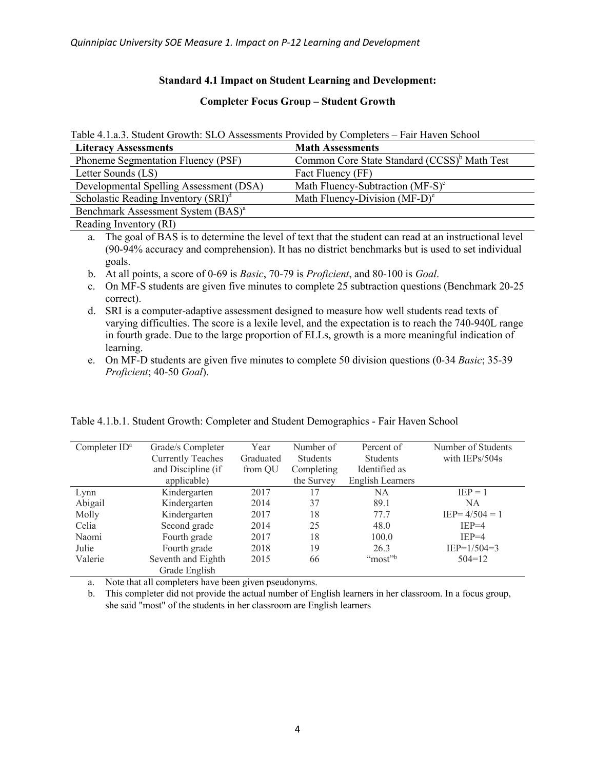**Standard 4.1 Impact on Student Learning and Development:**

**Completer Focus Group – Student Growth**

Table 4.1.a.3. Student Growth: SLO Assessments Provided by Completers – Fair Haven School

| Literacy Assessments | Math Assessments |
|---|---|
| Phoneme Segmentation Fluency (PSF) | Common Core State Standard (CCSS)[b] Math Test |
| Letter Sounds (LS) | Fact Fluency (FF) |
| Developmental Spelling Assessment (DSA) | Math Fluency-Subtraction (MF-S)[c] |
| Scholastic Reading Inventory (SRI)[d] | Math Fluency-Division (MF-D)[e] |
| Benchmark Assessment System (BAS)[a] | |
| Reading Inventory (RI) | |

a. The goal of BAS is to determine the level of text that the student can read at an instructional level (90-94% accuracy and comprehension). It has no district benchmarks but is used to set individual goals.

b. At all points, a score of 0-69 is *Basic*, 70-79 is *Proficient*, and 80-100 is *Goal*.

c. On MF-S students are given five minutes to complete 25 subtraction questions (Benchmark 20-25 correct).

d. SRI is a computer-adaptive assessment designed to measure how well students read texts of varying difficulties. The score is a lexile level, and the expectation is to reach the 740-940L range in fourth grade. Due to the large proportion of ELLs, growth is a more meaningful indication of learning.

e. On MF-D students are given five minutes to complete 50 division questions (0-34 *Basic*; 35-39 *Proficient*; 40-50 *Goal*).

Table 4.1.b.1. Student Growth: Completer and Student Demographics - Fair Haven School

| Completer ID[a] | Grade/s Completer Currently Teaches and Discipline (if applicable) | Year Graduated from QU | Number of Students Completing the Survey | Percent of Students Identified as English Learners | Number of Students with IEPs/504s |
|---|---|---|---|---|---|
| Lynn | Kindergarten | 2017 | 17 | NA | IEP = 1 |
| Abigail | Kindergarten | 2014 | 37 | 89.1 | NA |
| Molly | Kindergarten | 2017 | 18 | 77.7 | IEP= 4/504 = 1 |
| Celia | Second grade | 2014 | 25 | 48.0 | IEP=4 |
| Naomi | Fourth grade | 2017 | 18 | 100.0 | IEP=4 |
| Julie | Fourth grade | 2018 | 19 | 26.3 | IEP=1/504=3 |
| Valerie | Seventh and Eighth Grade English | 2015 | 66 | "most"[b] | 504=12 |

a. Note that all completers have been given pseudonyms.

b. This completer did not provide the actual number of English learners in her classroom. In a focus group, she said "most" of the students in her classroom are English learners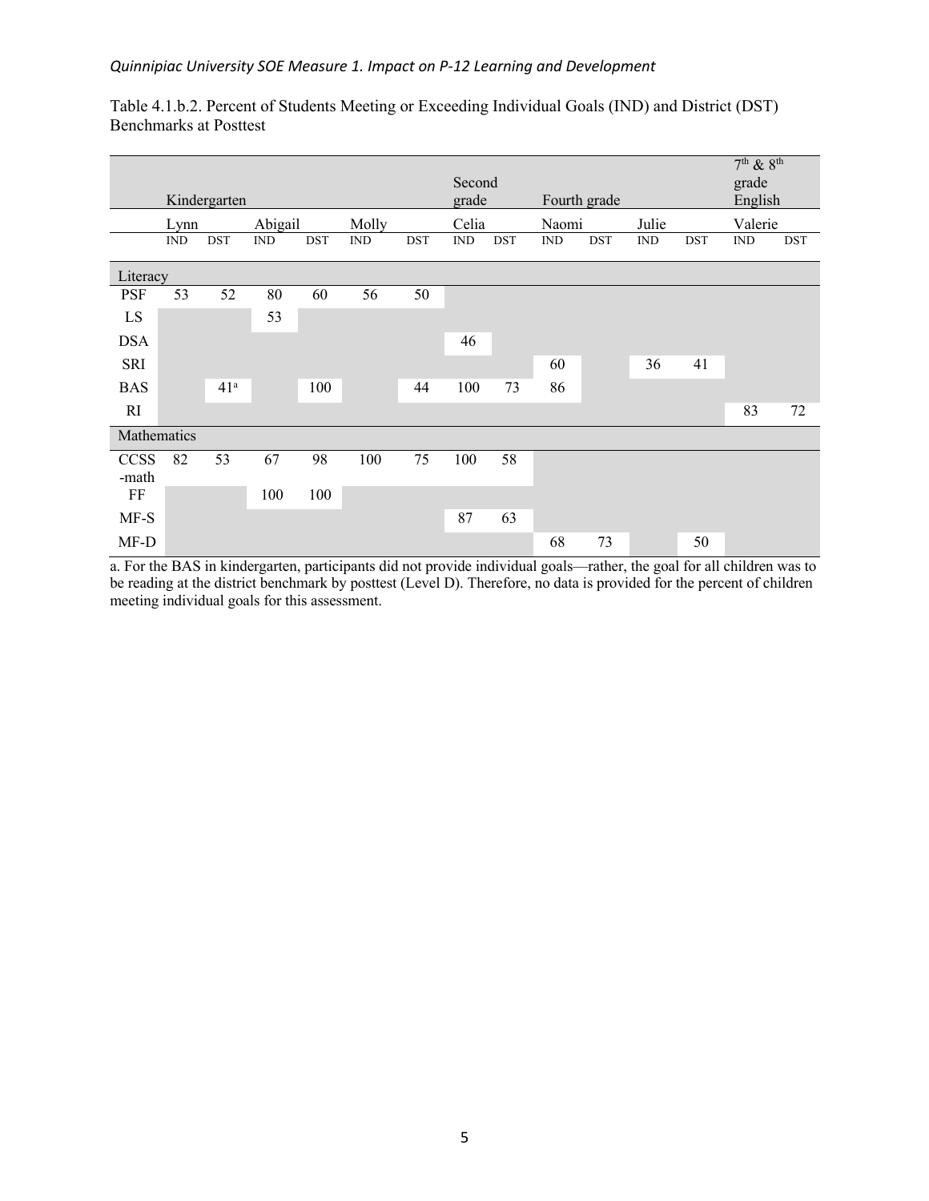Table 4.1.b.2. Percent of Students Meeting or Exceeding Individual Goals (IND) and District (DST) Benchmarks at Posttest

| | Kindergarten | | | | | | Second grade | | Fourth grade | | | | 7th & 8th grade English | |
|---|---|---|---|---|---|---|---|---|---|---|---|---|---|---|
| | Lynn | | Abigail | | Molly | | Celia | | Naomi | | Julie | | Valerie | |
| | IND | DST | IND | DST | IND | DST | IND | DST | IND | DST | IND | DST | IND | DST |
| **Literacy** | | | | | | | | | | | | | | |
| PSF | 53 | 52 | 80 | 60 | 56 | 50 | | | | | | | | |
| LS | | | 53 | | | | | | | | | | | |
| DSA | | | | | | | 46 | | | | | | | |
| SRI | | | | | | | | | 60 | | 36 | 41 | | |
| BAS | | 41[a] | | 100 | | 44 | 100 | 73 | 86 | | | | | |
| RI | | | | | | | | | | | | | 83 | 72 |
| **Mathematics** | | | | | | | | | | | | | | |
| CCSS-math | 82 | 53 | 67 | 98 | 100 | 75 | 100 | 58 | | | | | | |
| FF | | | 100 | 100 | | | | | | | | | | |
| MF-S | | | | | | | 87 | 63 | | | | | | |
| MF-D | | | | | | | | | 68 | 73 | | 50 | | |

a. For the BAS in kindergarten, participants did not provide individual goals—rather, the goal for all children was to be reading at the district benchmark by posttest (Level D). Therefore, no data is provided for the percent of children meeting individual goals for this assessment.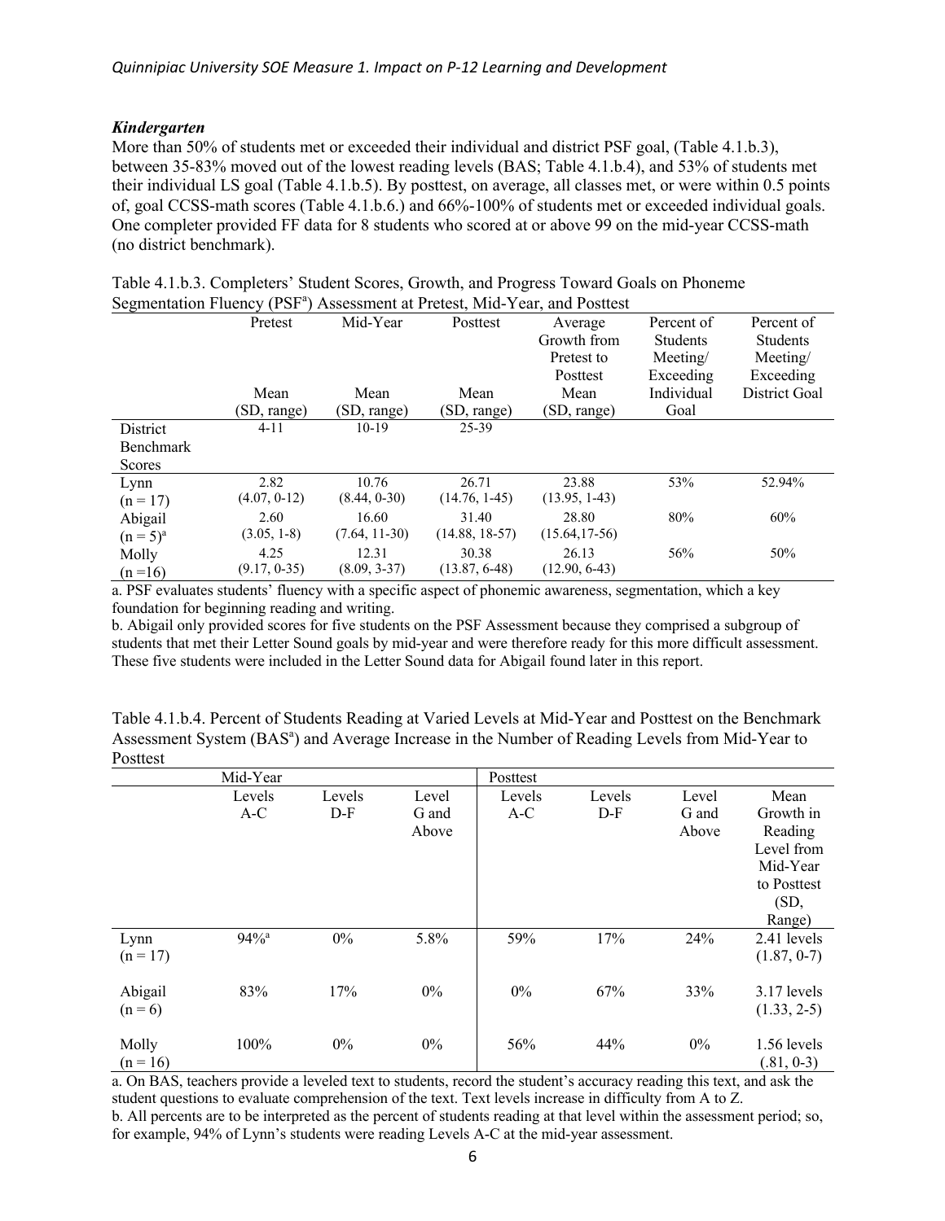### *Kindergarten*

More than 50% of students met or exceeded their individual and district PSF goal, (Table 4.1.b.3), between 35-83% moved out of the lowest reading levels (BAS; Table 4.1.b.4), and 53% of students met their individual LS goal (Table 4.1.b.5). By posttest, on average, all classes met, or were within 0.5 points of, goal CCSS-math scores (Table 4.1.b.6.) and 66%-100% of students met or exceeded individual goals. One completer provided FF data for 8 students who scored at or above 99 on the mid-year CCSS-math (no district benchmark).

Table 4.1.b.3. Completers' Student Scores, Growth, and Progress Toward Goals on Phoneme Segmentation Fluency (PSF[a]) Assessment at Pretest, Mid-Year, and Posttest

| | Pretest Mean (SD, range) | Mid-Year Mean (SD, range) | Posttest Mean (SD, range) | Average Growth from Pretest to Posttest Mean (SD, range) | Percent of Students Meeting/ Exceeding Individual Goal | Percent of Students Meeting/ Exceeding District Goal |
|---|---|---|---|---|---|---|
| District Benchmark Scores | 4-11 | 10-19 | 25-39 | | | |
| Lynn (n = 17) | 2.82 (4.07, 0-12) | 10.76 (8.44, 0-30) | 26.71 (14.76, 1-45) | 23.88 (13.95, 1-43) | 53% | 52.94% |
| Abigail (n = 5)[a] | 2.60 (3.05, 1-8) | 16.60 (7.64, 11-30) | 31.40 (14.88, 18-57) | 28.80 (15.64,17-56) | 80% | 60% |
| Molly (n =16) | 4.25 (9.17, 0-35) | 12.31 (8.09, 3-37) | 30.38 (13.87, 6-48) | 26.13 (12.90, 6-43) | 56% | 50% |

a. PSF evaluates students' fluency with a specific aspect of phonemic awareness, segmentation, which a key foundation for beginning reading and writing.
b. Abigail only provided scores for five students on the PSF Assessment because they comprised a subgroup of students that met their Letter Sound goals by mid-year and were therefore ready for this more difficult assessment. These five students were included in the Letter Sound data for Abigail found later in this report.

Table 4.1.b.4. Percent of Students Reading at Varied Levels at Mid-Year and Posttest on the Benchmark Assessment System (BAS[a]) and Average Increase in the Number of Reading Levels from Mid-Year to Posttest

| | Mid-Year | | | Posttest | | | |
|---|---|---|---|---|---|---|---|
| | Levels A-C | Levels D-F | Level G and Above | Levels A-C | Levels D-F | Level G and Above | Mean Growth in Reading Level from Mid-Year to Posttest (SD, Range) |
| Lynn (n = 17) | 94%[a] | 0% | 5.8% | 59% | 17% | 24% | 2.41 levels (1.87, 0-7) |
| Abigail (n = 6) | 83% | 17% | 0% | 0% | 67% | 33% | 3.17 levels (1.33, 2-5) |
| Molly (n = 16) | 100% | 0% | 0% | 56% | 44% | 0% | 1.56 levels (.81, 0-3) |

a. On BAS, teachers provide a leveled text to students, record the student's accuracy reading this text, and ask the student questions to evaluate comprehension of the text. Text levels increase in difficulty from A to Z.
b. All percents are to be interpreted as the percent of students reading at that level within the assessment period; so, for example, 94% of Lynn's students were reading Levels A-C at the mid-year assessment.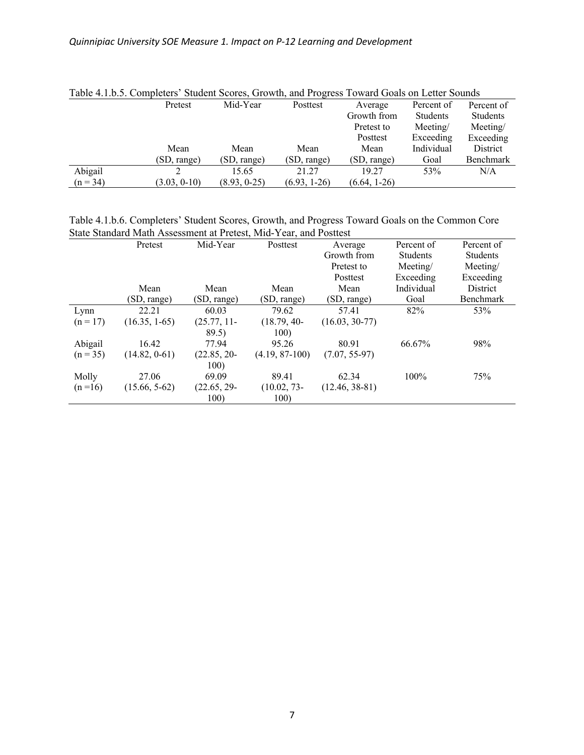Table 4.1.b.5. Completers' Student Scores, Growth, and Progress Toward Goals on Letter Sounds

| | Pretest Mean (SD, range) | Mid-Year Mean (SD, range) | Posttest Mean (SD, range) | Average Growth from Pretest to Posttest Mean (SD, range) | Percent of Students Meeting/ Exceeding Individual Goal | Percent of Students Meeting/ Exceeding District Benchmark |
|---|---|---|---|---|---|---|
| Abigail (n = 34) | 2 (3.03, 0-10) | 15.65 (8.93, 0-25) | 21.27 (6.93, 1-26) | 19.27 (6.64, 1-26) | 53% | N/A |

Table 4.1.b.6. Completers' Student Scores, Growth, and Progress Toward Goals on the Common Core State Standard Math Assessment at Pretest, Mid-Year, and Posttest

| | Pretest Mean (SD, range) | Mid-Year Mean (SD, range) | Posttest Mean (SD, range) | Average Growth from Pretest to Posttest Mean (SD, range) | Percent of Students Meeting/ Exceeding Individual Goal | Percent of Students Meeting/ Exceeding District Benchmark |
|---|---|---|---|---|---|---|
| Lynn (n = 17) | 22.21 (16.35, 1-65) | 60.03 (25.77, 11-89.5) | 79.62 (18.79, 40-100) | 57.41 (16.03, 30-77) | 82% | 53% |
| Abigail (n = 35) | 16.42 (14.82, 0-61) | 77.94 (22.85, 20-100) | 95.26 (4.19, 87-100) | 80.91 (7.07, 55-97) | 66.67% | 98% |
| Molly (n =16) | 27.06 (15.66, 5-62) | 69.09 (22.65, 29-100) | 89.41 (10.02, 73-100) | 62.34 (12.46, 38-81) | 100% | 75% |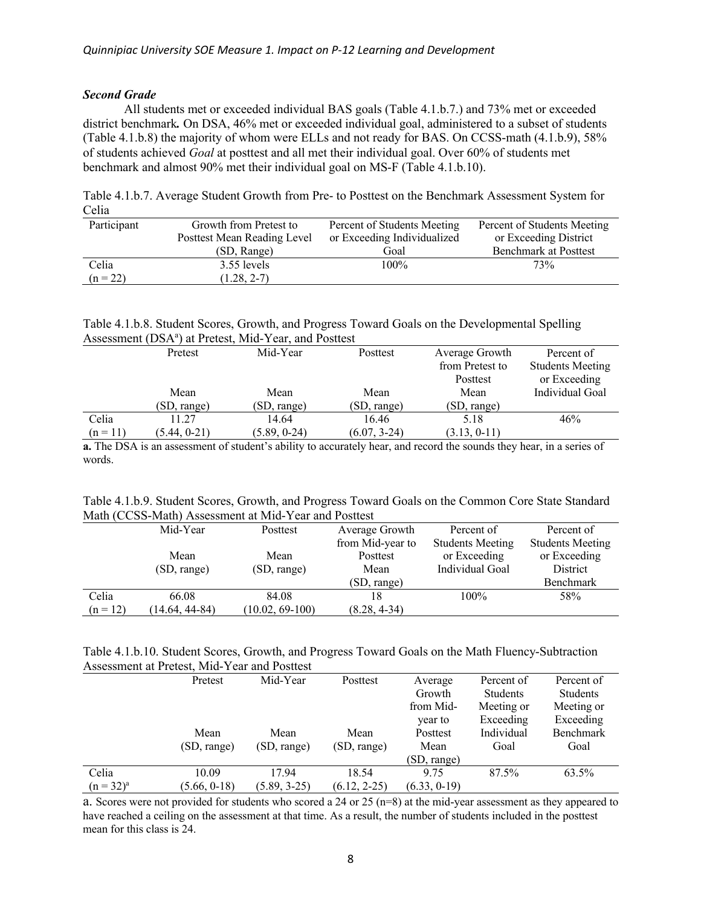### *Second Grade*

All students met or exceeded individual BAS goals (Table 4.1.b.7.) and 73% met or exceeded district benchmark**.** On DSA, 46% met or exceeded individual goal, administered to a subset of students (Table 4.1.b.8) the majority of whom were ELLs and not ready for BAS. On CCSS-math (4.1.b.9), 58% of students achieved *Goal* at posttest and all met their individual goal. Over 60% of students met benchmark and almost 90% met their individual goal on MS-F (Table 4.1.b.10).

Table 4.1.b.7. Average Student Growth from Pre- to Posttest on the Benchmark Assessment System for Celia

| Participant | Growth from Pretest to Posttest Mean Reading Level (SD, Range) | Percent of Students Meeting or Exceeding Individualized Goal | Percent of Students Meeting or Exceeding District Benchmark at Posttest |
|---|---|---|---|
| Celia (n = 22) | 3.55 levels (1.28, 2-7) | 100% | 73% |

Table 4.1.b.8. Student Scores, Growth, and Progress Toward Goals on the Developmental Spelling Assessment (DSA[a]) at Pretest, Mid-Year, and Posttest

| | Pretest Mean (SD, range) | Mid-Year Mean (SD, range) | Posttest Mean (SD, range) | Average Growth from Pretest to Posttest Mean (SD, range) | Percent of Students Meeting or Exceeding Individual Goal |
|---|---|---|---|---|---|
| Celia (n = 11) | 11.27 (5.44, 0-21) | 14.64 (5.89, 0-24) | 16.46 (6.07, 3-24) | 5.18 (3.13, 0-11) | 46% |

**a.** The DSA is an assessment of student's ability to accurately hear, and record the sounds they hear, in a series of words.

Table 4.1.b.9. Student Scores, Growth, and Progress Toward Goals on the Common Core State Standard Math (CCSS-Math) Assessment at Mid-Year and Posttest

| | Mid-Year Mean (SD, range) | Posttest Mean (SD, range) | Average Growth from Mid-year to Posttest Mean (SD, range) | Percent of Students Meeting or Exceeding Individual Goal | Percent of Students Meeting or Exceeding District Benchmark |
|---|---|---|---|---|---|
| Celia (n = 12) | 66.08 (14.64, 44-84) | 84.08 (10.02, 69-100) | 18 (8.28, 4-34) | 100% | 58% |

Table 4.1.b.10. Student Scores, Growth, and Progress Toward Goals on the Math Fluency-Subtraction Assessment at Pretest, Mid-Year and Posttest

| | Pretest Mean (SD, range) | Mid-Year Mean (SD, range) | Posttest Mean (SD, range) | Average Growth from Mid-year to Posttest Mean (SD, range) | Percent of Students Meeting or Exceeding Individual Goal | Percent of Students Meeting or Exceeding Benchmark Goal |
|---|---|---|---|---|---|---|
| Celia (n = 32)[a] | 10.09 (5.66, 0-18) | 17.94 (5.89, 3-25) | 18.54 (6.12, 2-25) | 9.75 (6.33, 0-19) | 87.5% | 63.5% |

a. Scores were not provided for students who scored a 24 or 25 (n=8) at the mid-year assessment as they appeared to have reached a ceiling on the assessment at that time. As a result, the number of students included in the posttest mean for this class is 24.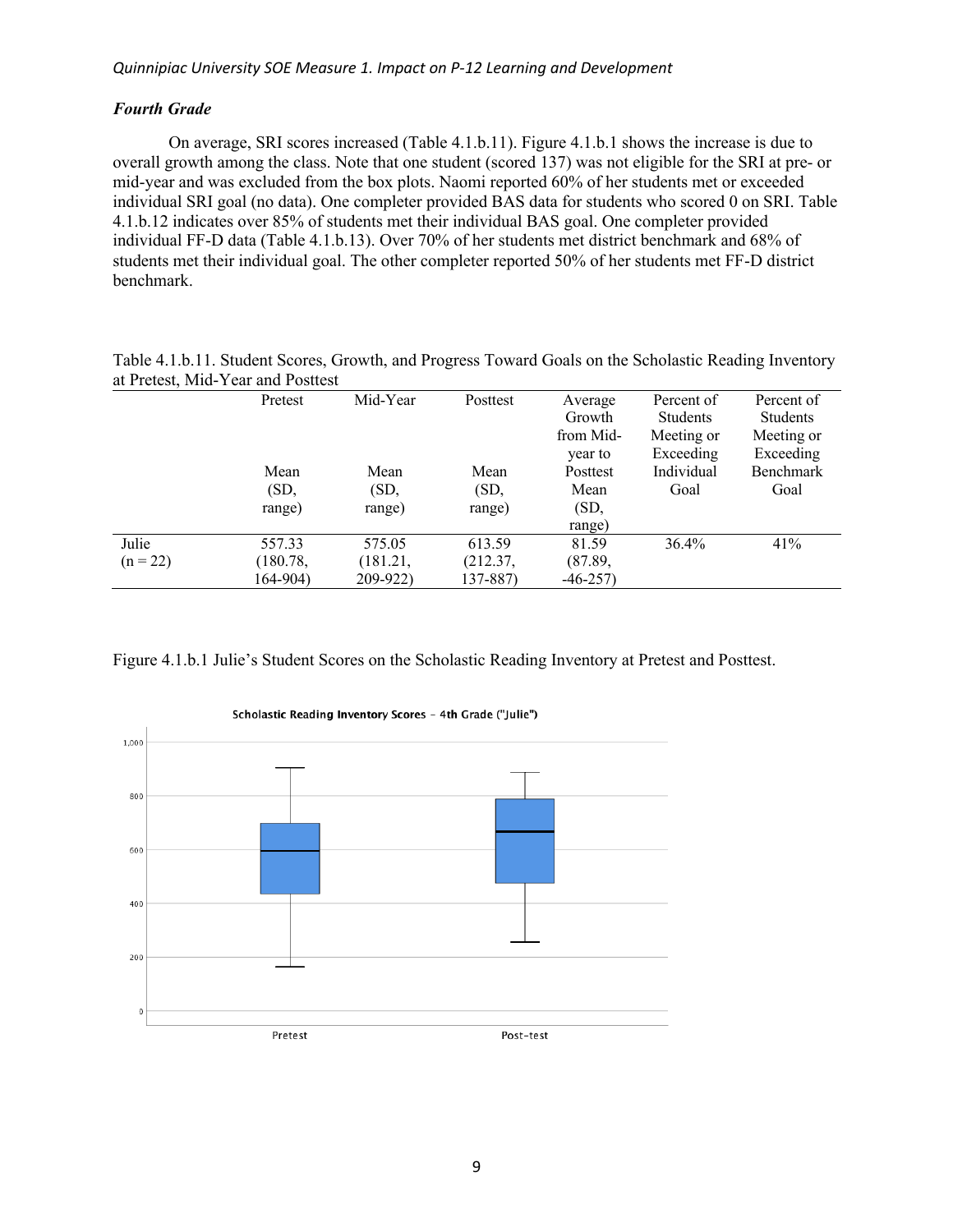### *Fourth Grade*

On average, SRI scores increased (Table 4.1.b.11). Figure 4.1.b.1 shows the increase is due to overall growth among the class. Note that one student (scored 137) was not eligible for the SRI at pre- or mid-year and was excluded from the box plots. Naomi reported 60% of her students met or exceeded individual SRI goal (no data). One completer provided BAS data for students who scored 0 on SRI. Table 4.1.b.12 indicates over 85% of students met their individual BAS goal. One completer provided individual FF-D data (Table 4.1.b.13). Over 70% of her students met district benchmark and 68% of students met their individual goal. The other completer reported 50% of her students met FF-D district benchmark.

Table 4.1.b.11. Student Scores, Growth, and Progress Toward Goals on the Scholastic Reading Inventory at Pretest, Mid-Year and Posttest

| | Pretest Mean (SD, range) | Mid-Year Mean (SD, range) | Posttest Mean (SD, range) | Average Growth from Mid-year to Posttest Mean (SD, range) | Percent of Students Meeting or Exceeding Individual Goal | Percent of Students Meeting or Exceeding Benchmark Goal |
|---|---|---|---|---|---|---|
| Julie (n = 22) | 557.33 (180.78, 164-904) | 575.05 (181.21, 209-922) | 613.59 (212.37, 137-887) | 81.59 (87.89, -46-257) | 36.4% | 41% |

Figure 4.1.b.1 Julie's Student Scores on the Scholastic Reading Inventory at Pretest and Posttest.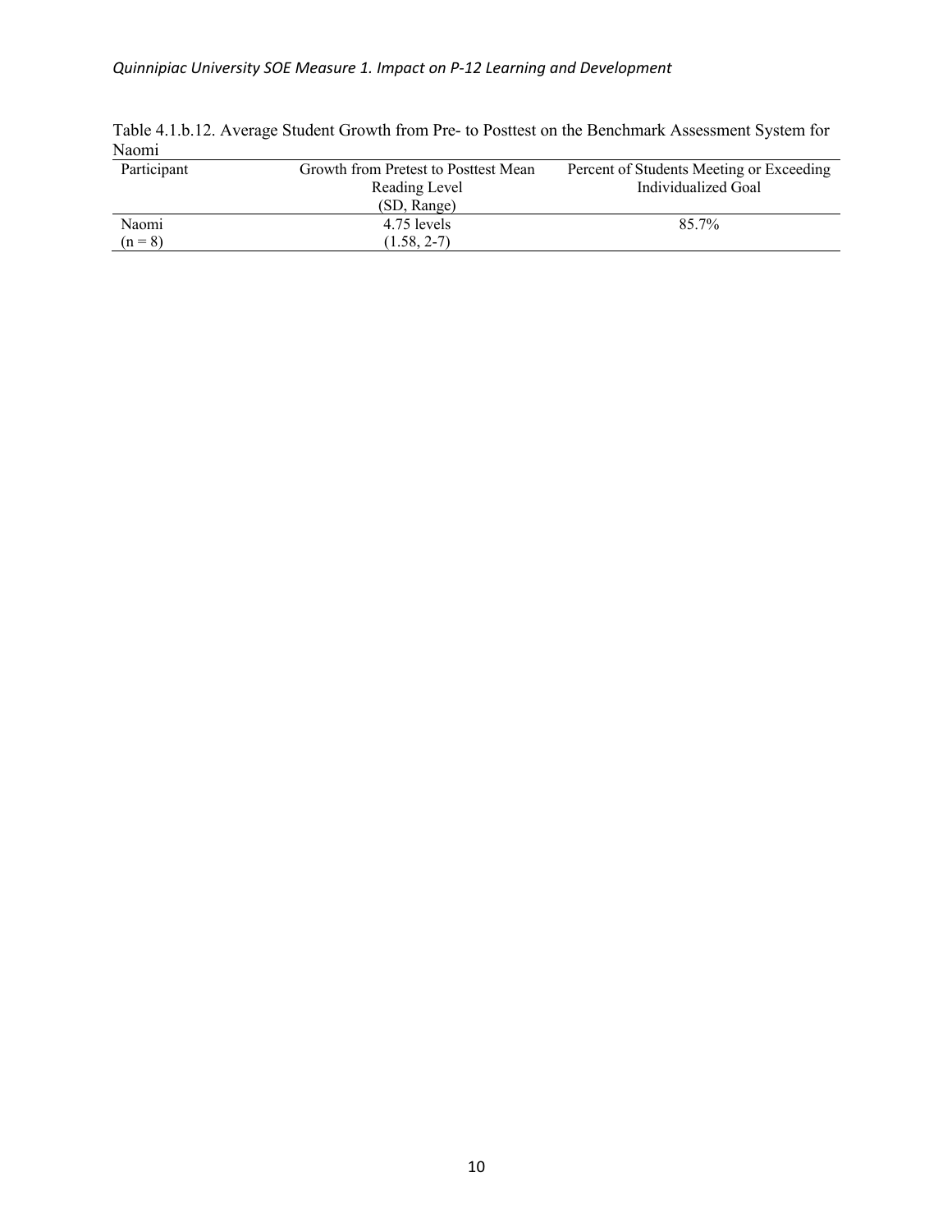Table 4.1.b.12. Average Student Growth from Pre- to Posttest on the Benchmark Assessment System for Naomi

| Participant | Growth from Pretest to Posttest Mean Reading Level (SD, Range) | Percent of Students Meeting or Exceeding Individualized Goal |
|---|---|---|
| Naomi (n = 8) | 4.75 levels (1.58, 2-7) | 85.7% |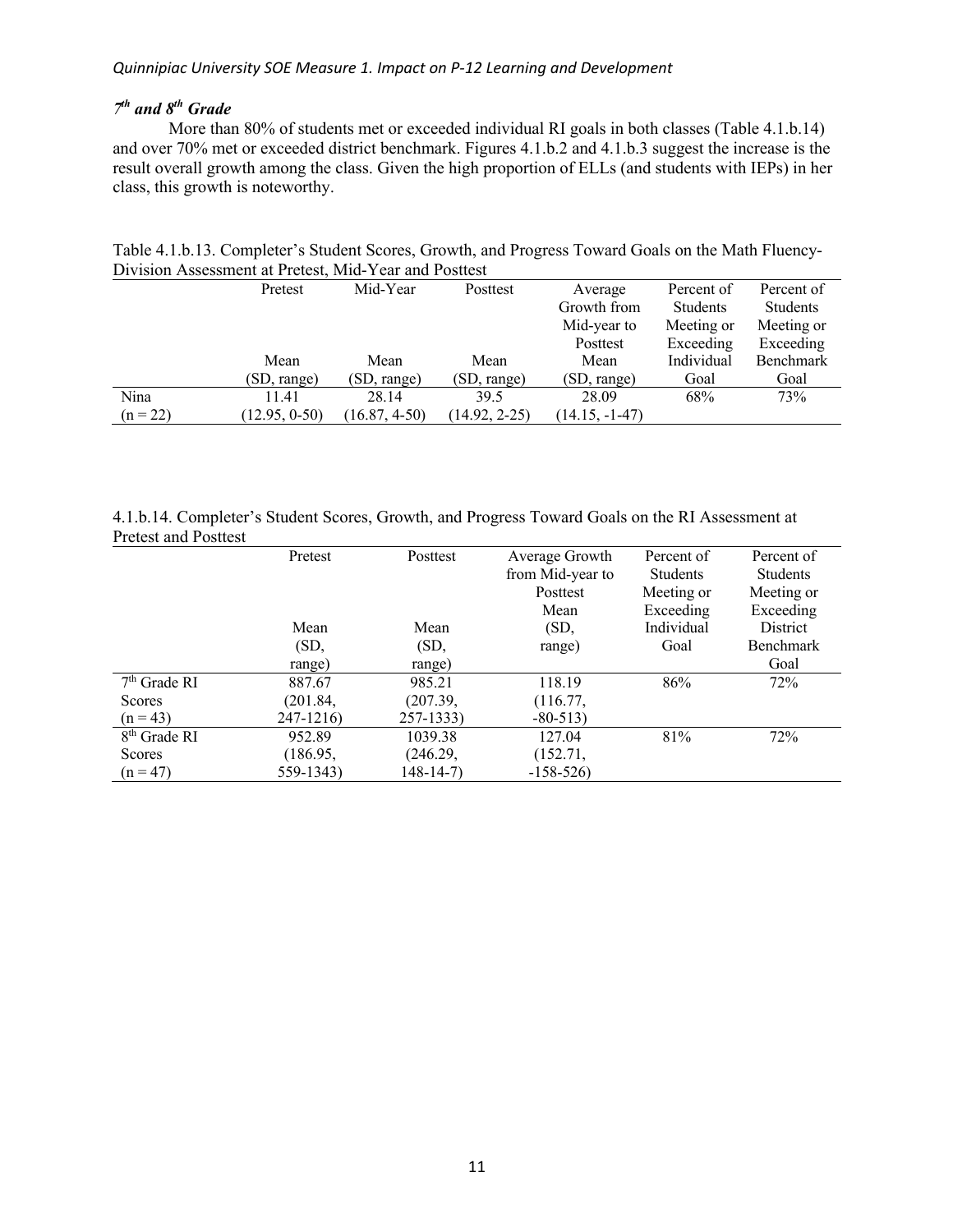### *7th and 8th Grade*

More than 80% of students met or exceeded individual RI goals in both classes (Table 4.1.b.14) and over 70% met or exceeded district benchmark. Figures 4.1.b.2 and 4.1.b.3 suggest the increase is the result overall growth among the class. Given the high proportion of ELLs (and students with IEPs) in her class, this growth is noteworthy.

Table 4.1.b.13. Completer's Student Scores, Growth, and Progress Toward Goals on the Math Fluency-Division Assessment at Pretest, Mid-Year and Posttest

| | Pretest Mean (SD, range) | Mid-Year Mean (SD, range) | Posttest Mean (SD, range) | Average Growth from Mid-year to Posttest Mean (SD, range) | Percent of Students Meeting or Exceeding Individual Goal | Percent of Students Meeting or Exceeding Benchmark Goal |
|---|---|---|---|---|---|---|
| Nina (n = 22) | 11.41 (12.95, 0-50) | 28.14 (16.87, 4-50) | 39.5 (14.92, 2-25) | 28.09 (14.15, -1-47) | 68% | 73% |

4.1.b.14. Completer's Student Scores, Growth, and Progress Toward Goals on the RI Assessment at Pretest and Posttest

| | Pretest Mean (SD, range) | Posttest Mean (SD, range) | Average Growth from Mid-year to Posttest Mean (SD, range) | Percent of Students Meeting or Exceeding Individual Goal | Percent of Students Meeting or Exceeding District Benchmark Goal |
|---|---|---|---|---|---|
| 7th Grade RI Scores (n = 43) | 887.67 (201.84, 247-1216) | 985.21 (207.39, 257-1333) | 118.19 (116.77, -80-513) | 86% | 72% |
| 8th Grade RI Scores (n = 47) | 952.89 (186.95, 559-1343) | 1039.38 (246.29, 148-14-7) | 127.04 (152.71, -158-526) | 81% | 72% |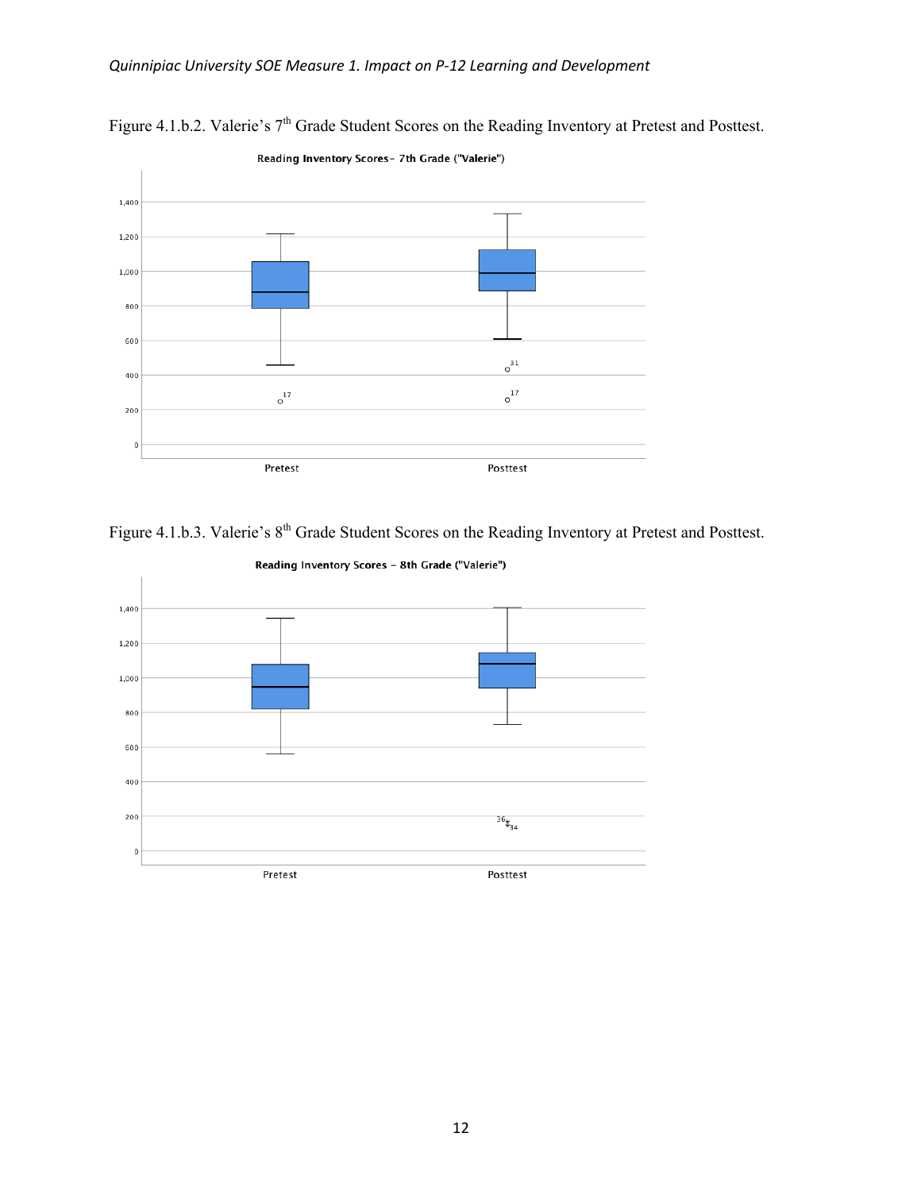Figure 4.1.b.2. Valerie's 7th Grade Student Scores on the Reading Inventory at Pretest and Posttest.

Reading Inventory Scores– 7th Grade ("Valerie")

1,400
1,200
1,000
800
600
400
200
0

31
17
17

Pretest
Posttest

Figure 4.1.b.3. Valerie's 8th Grade Student Scores on the Reading Inventory at Pretest and Posttest.

Reading Inventory Scores – 8th Grade ("Valerie")

1,400
1,200
1,000
800
600
400
200
0

36
34

Pretest
Posttest